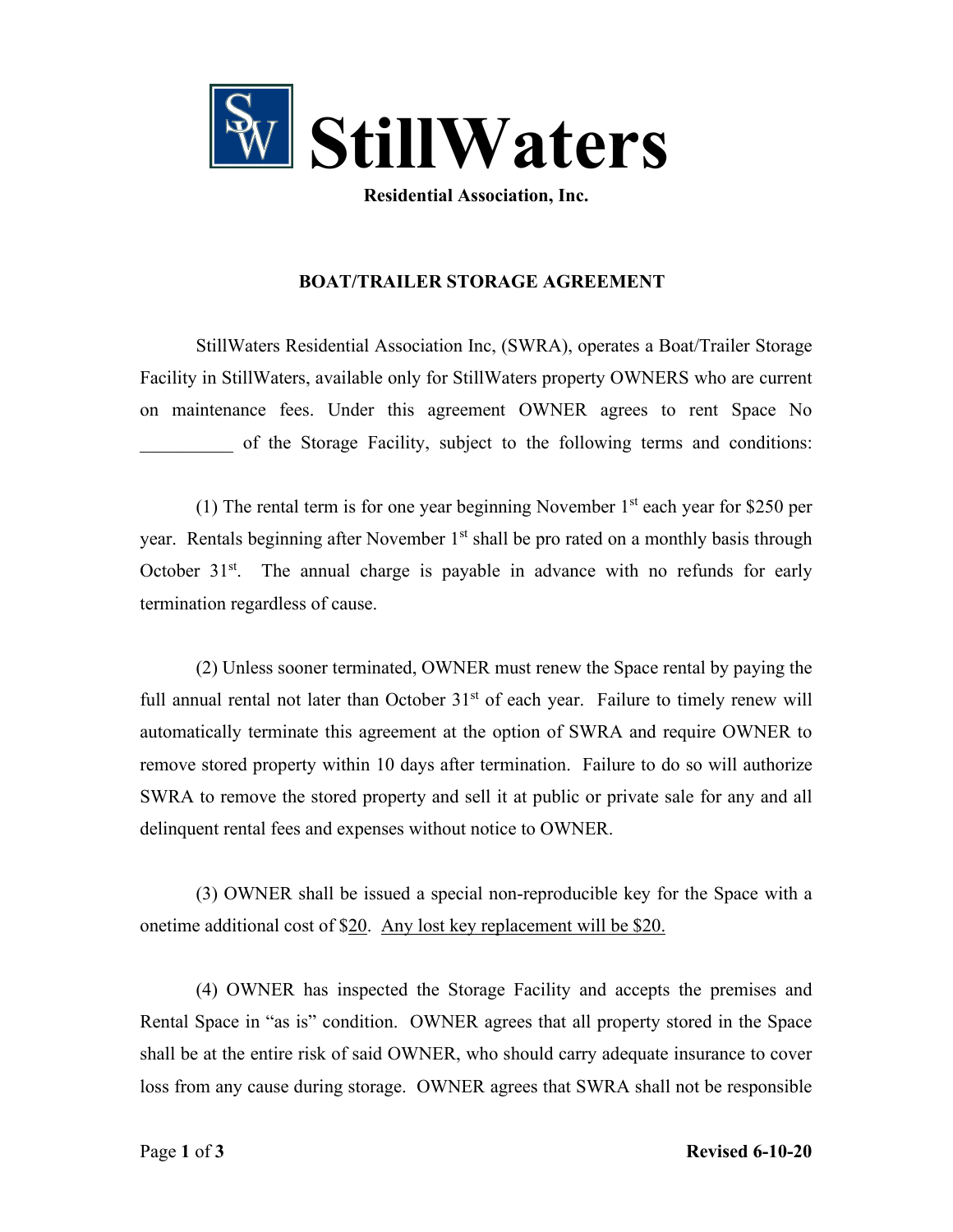# StillWaters

**Residential Association, Inc.**

## BOAT/TRAILER STORAGE AGREEMENT

StillWaters Residential Association Inc, (SWRA), operates a Boat/Trailer Storage Facility in StillWaters, available only for StillWaters property OWNERS who are current on maintenance fees. Under this agreement OWNER agrees to rent Space No __________ of the Storage Facility, subject to the following terms and conditions:

(1) The rental term is for one year beginning November 1st each year for $250 per year. Rentals beginning after November 1st shall be pro rated on a monthly basis through October 31st. The annual charge is payable in advance with no refunds for early termination regardless of cause.

(2) Unless sooner terminated, OWNER must renew the Space rental by paying the full annual rental not later than October 31st of each year. Failure to timely renew will automatically terminate this agreement at the option of SWRA and require OWNER to remove stored property within 10 days after termination. Failure to do so will authorize SWRA to remove the stored property and sell it at public or private sale for any and all delinquent rental fees and expenses without notice to OWNER.

(3) OWNER shall be issued a special non-reproducible key for the Space with a onetime additional cost of $20. Any lost key replacement will be $20.

(4) OWNER has inspected the Storage Facility and accepts the premises and Rental Space in "as is" condition. OWNER agrees that all property stored in the Space shall be at the entire risk of said OWNER, who should carry adequate insurance to cover loss from any cause during storage. OWNER agrees that SWRA shall not be responsible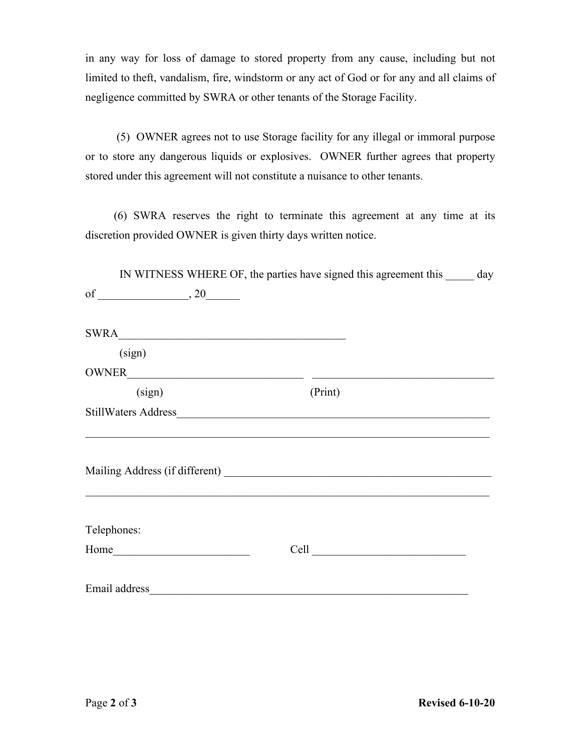in any way for loss of damage to stored property from any cause, including but not limited to theft, vandalism, fire, windstorm or any act of God or for any and all claims of negligence committed by SWRA or other tenants of the Storage Facility.

(5) OWNER agrees not to use Storage facility for any illegal or immoral purpose or to store any dangerous liquids or explosives. OWNER further agrees that property stored under this agreement will not constitute a nuisance to other tenants.

(6) SWRA reserves the right to terminate this agreement at any time at its discretion provided OWNER is given thirty days written notice.

IN WITNESS WHERE OF, the parties have signed this agreement this _____ day of ________________, 20______

SWRA_________________________________________
(sign)

OWNER________________________________ _________________________________
(sign) (Print)

StillWaters Address____________________________________________________________

__________________________________________________________________________

Mailing Address (if different) __________________________________________________

__________________________________________________________________________

Telephones:

Home________________________ Cell ___________________________

Email address__________________________________________________________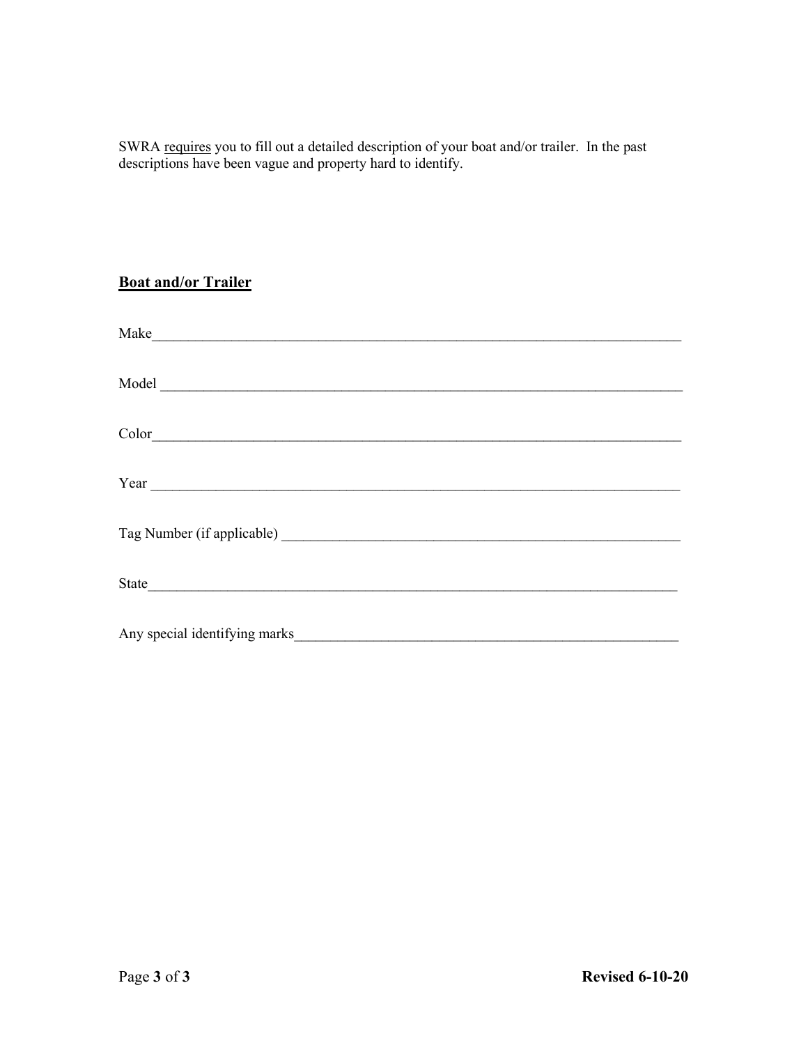SWRA <u>requires</u> you to fill out a detailed description of your boat and/or trailer. In the past descriptions have been vague and property hard to identify.

**<u>Boat and/or Trailer</u>**

Make\_\_\_\_\_\_\_\_\_\_\_\_\_\_\_\_\_\_\_\_\_\_\_\_\_\_\_\_\_\_\_\_\_\_\_\_\_\_\_\_\_\_\_\_\_\_\_\_\_\_\_\_\_\_\_\_\_\_\_\_

Model \_\_\_\_\_\_\_\_\_\_\_\_\_\_\_\_\_\_\_\_\_\_\_\_\_\_\_\_\_\_\_\_\_\_\_\_\_\_\_\_\_\_\_\_\_\_\_\_\_\_\_\_\_\_\_\_\_\_\_

Color\_\_\_\_\_\_\_\_\_\_\_\_\_\_\_\_\_\_\_\_\_\_\_\_\_\_\_\_\_\_\_\_\_\_\_\_\_\_\_\_\_\_\_\_\_\_\_\_\_\_\_\_\_\_\_\_\_\_\_\_

Year \_\_\_\_\_\_\_\_\_\_\_\_\_\_\_\_\_\_\_\_\_\_\_\_\_\_\_\_\_\_\_\_\_\_\_\_\_\_\_\_\_\_\_\_\_\_\_\_\_\_\_\_\_\_\_\_\_\_\_\_

Tag Number (if applicable) \_\_\_\_\_\_\_\_\_\_\_\_\_\_\_\_\_\_\_\_\_\_\_\_\_\_\_\_\_\_\_\_\_\_\_\_\_\_\_\_\_\_\_

State\_\_\_\_\_\_\_\_\_\_\_\_\_\_\_\_\_\_\_\_\_\_\_\_\_\_\_\_\_\_\_\_\_\_\_\_\_\_\_\_\_\_\_\_\_\_\_\_\_\_\_\_\_\_\_\_\_\_\_\_

Any special identifying marks\_\_\_\_\_\_\_\_\_\_\_\_\_\_\_\_\_\_\_\_\_\_\_\_\_\_\_\_\_\_\_\_\_\_\_\_\_\_\_\_\_\_

**Revised 6-10-20**